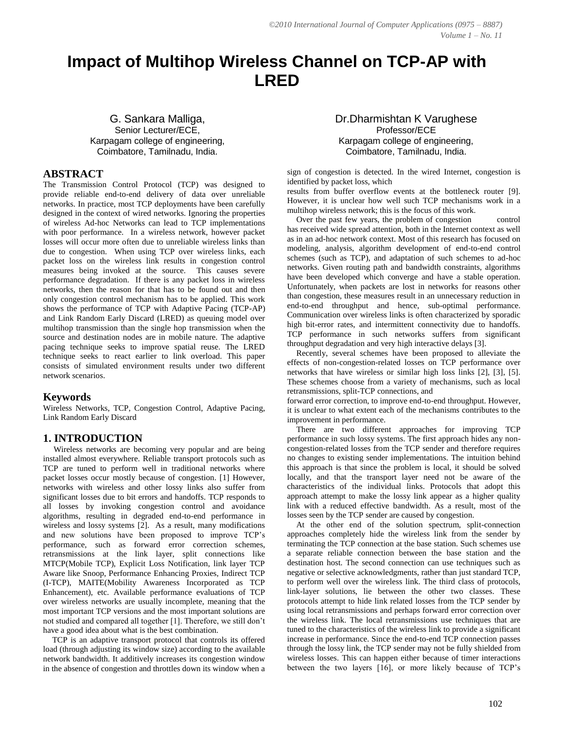# Impact of Multihop Wireless Channel on TCP-AP with LRED

G. Sankara Malliga,
Senior Lecturer/ECE,
Karpagam college of engineering,
Coimbatore, Tamilnadu, India.

Dr.Dharmishtan K Varughese
Professor/ECE
Karpagam college of engineering,
Coimbatore, Tamilnadu, India.

## ABSTRACT

The Transmission Control Protocol (TCP) was designed to provide reliable end-to-end delivery of data over unreliable networks. In practice, most TCP deployments have been carefully designed in the context of wired networks. Ignoring the properties of wireless Ad-hoc Networks can lead to TCP implementations with poor performance. In a wireless network, however packet losses will occur more often due to unreliable wireless links than due to congestion. When using TCP over wireless links, each packet loss on the wireless link results in congestion control measures being invoked at the source. This causes severe performance degradation. If there is any packet loss in wireless networks, then the reason for that has to be found out and then only congestion control mechanism has to be applied. This work shows the performance of TCP with Adaptive Pacing (TCP-AP) and Link Random Early Discard (LRED) as queuing model over multihop transmission than the single hop transmission when the source and destination nodes are in mobile nature. The adaptive pacing technique seeks to improve spatial reuse. The LRED technique seeks to react earlier to link overload. This paper consists of simulated environment results under two different network scenarios.

## Keywords

Wireless Networks, TCP, Congestion Control, Adaptive Pacing, Link Random Early Discard

## 1. INTRODUCTION

Wireless networks are becoming very popular and are being installed almost everywhere. Reliable transport protocols such as TCP are tuned to perform well in traditional networks where packet losses occur mostly because of congestion. [1] However, networks with wireless and other lossy links also suffer from significant losses due to bit errors and handoffs. TCP responds to all losses by invoking congestion control and avoidance algorithms, resulting in degraded end-to-end performance in wireless and lossy systems [2]. As a result, many modifications and new solutions have been proposed to improve TCP's performance, such as forward error correction schemes, retransmissions at the link layer, split connections like MTCP(Mobile TCP), Explicit Loss Notification, link layer TCP Aware like Snoop, Performance Enhancing Proxies, Indirect TCP (I-TCP), MAITE(Mobility Awareness Incorporated as TCP Enhancement), etc. Available performance evaluations of TCP over wireless networks are usually incomplete, meaning that the most important TCP versions and the most important solutions are not studied and compared all together [1]. Therefore, we still don't have a good idea about what is the best combination.

TCP is an adaptive transport protocol that controls its offered load (through adjusting its window size) according to the available network bandwidth. It additively increases its congestion window in the absence of congestion and throttles down its window when a sign of congestion is detected. In the wired Internet, congestion is identified by packet loss, which results from buffer overflow events at the bottleneck router [9]. However, it is unclear how well such TCP mechanisms work in a multihop wireless network; this is the focus of this work.

Over the past few years, the problem of congestion control has received wide spread attention, both in the Internet context as well as in an ad-hoc network context. Most of this research has focused on modeling, analysis, algorithm development of end-to-end control schemes (such as TCP), and adaptation of such schemes to ad-hoc networks. Given routing path and bandwidth constraints, algorithms have been developed which converge and have a stable operation. Unfortunately, when packets are lost in networks for reasons other than congestion, these measures result in an unnecessary reduction in end-to-end throughput and hence, sub-optimal performance. Communication over wireless links is often characterized by sporadic high bit-error rates, and intermittent connectivity due to handoffs. TCP performance in such networks suffers from significant throughput degradation and very high interactive delays [3].

Recently, several schemes have been proposed to alleviate the effects of non-congestion-related losses on TCP performance over networks that have wireless or similar high loss links [2], [3], [5]. These schemes choose from a variety of mechanisms, such as local retransmissions, split-TCP connections, and forward error correction, to improve end-to-end throughput. However, it is unclear to what extent each of the mechanisms contributes to the improvement in performance.

There are two different approaches for improving TCP performance in such lossy systems. The first approach hides any non-congestion-related losses from the TCP sender and therefore requires no changes to existing sender implementations. The intuition behind this approach is that since the problem is local, it should be solved locally, and that the transport layer need not be aware of the characteristics of the individual links. Protocols that adopt this approach attempt to make the lossy link appear as a higher quality link with a reduced effective bandwidth. As a result, most of the losses seen by the TCP sender are caused by congestion.

At the other end of the solution spectrum, split-connection approaches completely hide the wireless link from the sender by terminating the TCP connection at the base station. Such schemes use a separate reliable connection between the base station and the destination host. The second connection can use techniques such as negative or selective acknowledgments, rather than just standard TCP, to perform well over the wireless link. The third class of protocols, link-layer solutions, lie between the other two classes. These protocols attempt to hide link related losses from the TCP sender by using local retransmissions and perhaps forward error correction over the wireless link. The local retransmissions use techniques that are tuned to the characteristics of the wireless link to provide a significant increase in performance. Since the end-to-end TCP connection passes through the lossy link, the TCP sender may not be fully shielded from wireless losses. This can happen either because of timer interactions between the two layers [16], or more likely because of TCP's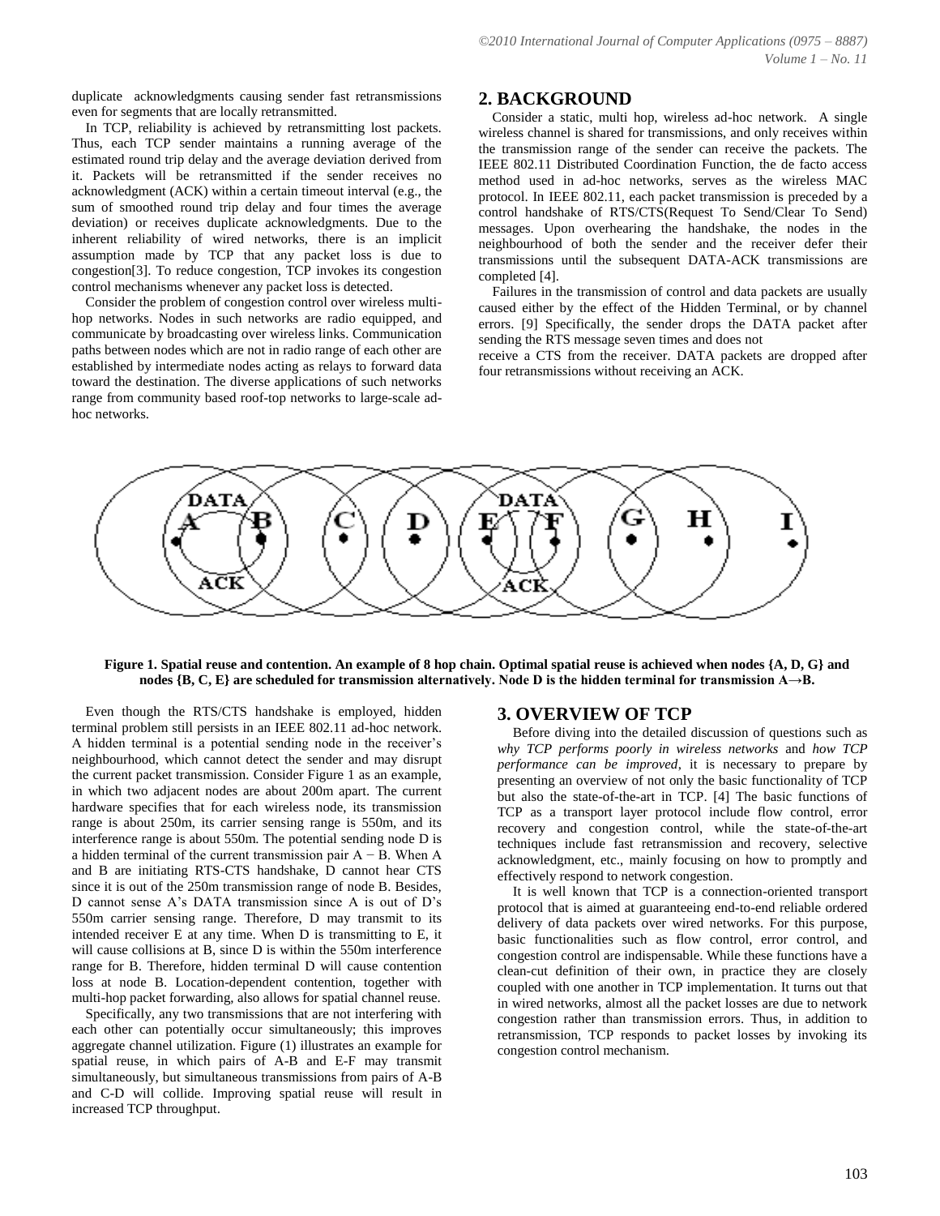duplicate acknowledgments causing sender fast retransmissions even for segments that are locally retransmitted.

In TCP, reliability is achieved by retransmitting lost packets. Thus, each TCP sender maintains a running average of the estimated round trip delay and the average deviation derived from it. Packets will be retransmitted if the sender receives no acknowledgment (ACK) within a certain timeout interval (e.g., the sum of smoothed round trip delay and four times the average deviation) or receives duplicate acknowledgments. Due to the inherent reliability of wired networks, there is an implicit assumption made by TCP that any packet loss is due to congestion[3]. To reduce congestion, TCP invokes its congestion control mechanisms whenever any packet loss is detected.

Consider the problem of congestion control over wireless multi-hop networks. Nodes in such networks are radio equipped, and communicate by broadcasting over wireless links. Communication paths between nodes which are not in radio range of each other are established by intermediate nodes acting as relays to forward data toward the destination. The diverse applications of such networks range from community based roof-top networks to large-scale ad-hoc networks.

## 2. BACKGROUND

Consider a static, multi hop, wireless ad-hoc network. A single wireless channel is shared for transmissions, and only receives within the transmission range of the sender can receive the packets. The IEEE 802.11 Distributed Coordination Function, the de facto access method used in ad-hoc networks, serves as the wireless MAC protocol. In IEEE 802.11, each packet transmission is preceded by a control handshake of RTS/CTS(Request To Send/Clear To Send) messages. Upon overhearing the handshake, the nodes in the neighbourhood of both the sender and the receiver defer their transmissions until the subsequent DATA-ACK transmissions are completed [4].

Failures in the transmission of control and data packets are usually caused either by the effect of the Hidden Terminal, or by channel errors. [9] Specifically, the sender drops the DATA packet after sending the RTS message seven times and does not receive a CTS from the receiver. DATA packets are dropped after four retransmissions without receiving an ACK.

**Figure 1. Spatial reuse and contention. An example of 8 hop chain. Optimal spatial reuse is achieved when nodes {A, D, G} and nodes {B, C, E} are scheduled for transmission alternatively. Node D is the hidden terminal for transmission A→B.**

Even though the RTS/CTS handshake is employed, hidden terminal problem still persists in an IEEE 802.11 ad-hoc network. A hidden terminal is a potential sending node in the receiver's neighbourhood, which cannot detect the sender and may disrupt the current packet transmission. Consider Figure 1 as an example, in which two adjacent nodes are about 200m apart. The current hardware specifies that for each wireless node, its transmission range is about 250m, its carrier sensing range is 550m, and its interference range is about 550m. The potential sending node D is a hidden terminal of the current transmission pair A − B. When A and B are initiating RTS-CTS handshake, D cannot hear CTS since it is out of the 250m transmission range of node B. Besides, D cannot sense A's DATA transmission since A is out of D's 550m carrier sensing range. Therefore, D may transmit to its intended receiver E at any time. When D is transmitting to E, it will cause collisions at B, since D is within the 550m interference range for B. Therefore, hidden terminal D will cause contention loss at node B. Location-dependent contention, together with multi-hop packet forwarding, also allows for spatial channel reuse.

Specifically, any two transmissions that are not interfering with each other can potentially occur simultaneously; this improves aggregate channel utilization. Figure (1) illustrates an example for spatial reuse, in which pairs of A-B and E-F may transmit simultaneously, but simultaneous transmissions from pairs of A-B and C-D will collide. Improving spatial reuse will result in increased TCP throughput.

## 3. OVERVIEW OF TCP

Before diving into the detailed discussion of questions such as *why TCP performs poorly in wireless networks* and *how TCP performance can be improved*, it is necessary to prepare by presenting an overview of not only the basic functionality of TCP but also the state-of-the-art in TCP. [4] The basic functions of TCP as a transport layer protocol include flow control, error recovery and congestion control, while the state-of-the-art techniques include fast retransmission and recovery, selective acknowledgment, etc., mainly focusing on how to promptly and effectively respond to network congestion.

It is well known that TCP is a connection-oriented transport protocol that is aimed at guaranteeing end-to-end reliable ordered delivery of data packets over wired networks. For this purpose, basic functionalities such as flow control, error control, and congestion control are indispensable. While these functions have a clean-cut definition of their own, in practice they are closely coupled with one another in TCP implementation. It turns out that in wired networks, almost all the packet losses are due to network congestion rather than transmission errors. Thus, in addition to retransmission, TCP responds to packet losses by invoking its congestion control mechanism.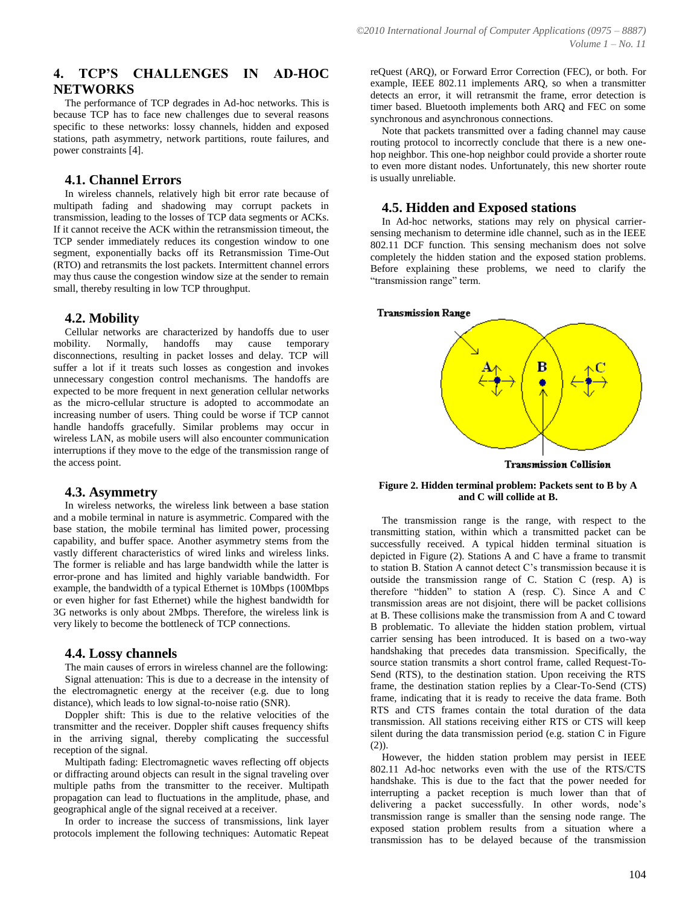## 4. TCP'S CHALLENGES IN AD-HOC NETWORKS

The performance of TCP degrades in Ad-hoc networks. This is because TCP has to face new challenges due to several reasons specific to these networks: lossy channels, hidden and exposed stations, path asymmetry, network partitions, route failures, and power constraints [4].

### 4.1. Channel Errors

In wireless channels, relatively high bit error rate because of multipath fading and shadowing may corrupt packets in transmission, leading to the losses of TCP data segments or ACKs. If it cannot receive the ACK within the retransmission timeout, the TCP sender immediately reduces its congestion window to one segment, exponentially backs off its Retransmission Time-Out (RTO) and retransmits the lost packets. Intermittent channel errors may thus cause the congestion window size at the sender to remain small, thereby resulting in low TCP throughput.

### 4.2. Mobility

Cellular networks are characterized by handoffs due to user mobility. Normally, handoffs may cause temporary disconnections, resulting in packet losses and delay. TCP will suffer a lot if it treats such losses as congestion and invokes unnecessary congestion control mechanisms. The handoffs are expected to be more frequent in next generation cellular networks as the micro-cellular structure is adopted to accommodate an increasing number of users. Thing could be worse if TCP cannot handle handoffs gracefully. Similar problems may occur in wireless LAN, as mobile users will also encounter communication interruptions if they move to the edge of the transmission range of the access point.

### 4.3. Asymmetry

In wireless networks, the wireless link between a base station and a mobile terminal in nature is asymmetric. Compared with the base station, the mobile terminal has limited power, processing capability, and buffer space. Another asymmetry stems from the vastly different characteristics of wired links and wireless links. The former is reliable and has large bandwidth while the latter is error-prone and has limited and highly variable bandwidth. For example, the bandwidth of a typical Ethernet is 10Mbps (100Mbps or even higher for fast Ethernet) while the highest bandwidth for 3G networks is only about 2Mbps. Therefore, the wireless link is very likely to become the bottleneck of TCP connections.

### 4.4. Lossy channels

The main causes of errors in wireless channel are the following:

Signal attenuation: This is due to a decrease in the intensity of the electromagnetic energy at the receiver (e.g. due to long distance), which leads to low signal-to-noise ratio (SNR).

Doppler shift: This is due to the relative velocities of the transmitter and the receiver. Doppler shift causes frequency shifts in the arriving signal, thereby complicating the successful reception of the signal.

Multipath fading: Electromagnetic waves reflecting off objects or diffracting around objects can result in the signal traveling over multiple paths from the transmitter to the receiver. Multipath propagation can lead to fluctuations in the amplitude, phase, and geographical angle of the signal received at a receiver.

In order to increase the success of transmissions, link layer protocols implement the following techniques: Automatic Repeat reQuest (ARQ), or Forward Error Correction (FEC), or both. For example, IEEE 802.11 implements ARQ, so when a transmitter detects an error, it will retransmit the frame, error detection is timer based. Bluetooth implements both ARQ and FEC on some synchronous and asynchronous connections.

Note that packets transmitted over a fading channel may cause routing protocol to incorrectly conclude that there is a new one-hop neighbor. This one-hop neighbor could provide a shorter route to even more distant nodes. Unfortunately, this new shorter route is usually unreliable.

### 4.5. Hidden and Exposed stations

In Ad-hoc networks, stations may rely on physical carrier-sensing mechanism to determine idle channel, such as in the IEEE 802.11 DCF function. This sensing mechanism does not solve completely the hidden station and the exposed station problems. Before explaining these problems, we need to clarify the "transmission range" term.

**Figure 2. Hidden terminal problem: Packets sent to B by A and C will collide at B.**

The transmission range is the range, with respect to the transmitting station, within which a transmitted packet can be successfully received. A typical hidden terminal situation is depicted in Figure (2). Stations A and C have a frame to transmit to station B. Station A cannot detect C's transmission because it is outside the transmission range of C. Station C (resp. A) is therefore "hidden" to station A (resp. C). Since A and C transmission areas are not disjoint, there will be packet collisions at B. These collisions make the transmission from A and C toward B problematic. To alleviate the hidden station problem, virtual carrier sensing has been introduced. It is based on a two-way handshaking that precedes data transmission. Specifically, the source station transmits a short control frame, called Request-To-Send (RTS), to the destination station. Upon receiving the RTS frame, the destination station replies by a Clear-To-Send (CTS) frame, indicating that it is ready to receive the data frame. Both RTS and CTS frames contain the total duration of the data transmission. All stations receiving either RTS or CTS will keep silent during the data transmission period (e.g. station C in Figure (2)).

However, the hidden station problem may persist in IEEE 802.11 Ad-hoc networks even with the use of the RTS/CTS handshake. This is due to the fact that the power needed for interrupting a packet reception is much lower than that of delivering a packet successfully. In other words, node's transmission range is smaller than the sensing node range. The exposed station problem results from a situation where a transmission has to be delayed because of the transmission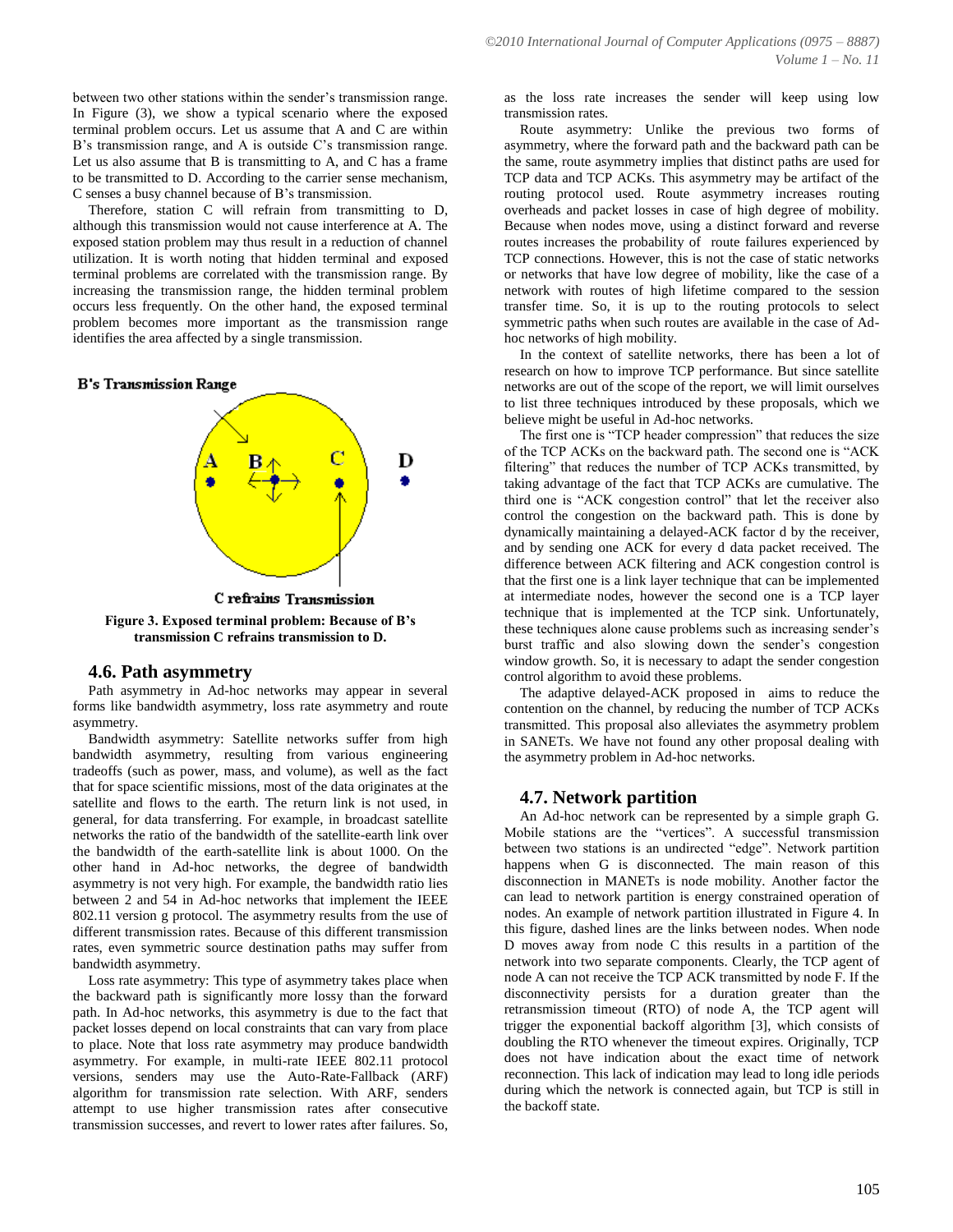between two other stations within the sender's transmission range. In Figure (3), we show a typical scenario where the exposed terminal problem occurs. Let us assume that A and C are within B's transmission range, and A is outside C's transmission range. Let us also assume that B is transmitting to A, and C has a frame to be transmitted to D. According to the carrier sense mechanism, C senses a busy channel because of B's transmission.

Therefore, station C will refrain from transmitting to D, although this transmission would not cause interference at A. The exposed station problem may thus result in a reduction of channel utilization. It is worth noting that hidden terminal and exposed terminal problems are correlated with the transmission range. By increasing the transmission range, the hidden terminal problem occurs less frequently. On the other hand, the exposed terminal problem becomes more important as the transmission range identifies the area affected by a single transmission.

**Figure 3. Exposed terminal problem: Because of B's transmission C refrains transmission to D.**

## 4.6. Path asymmetry

Path asymmetry in Ad-hoc networks may appear in several forms like bandwidth asymmetry, loss rate asymmetry and route asymmetry.

Bandwidth asymmetry: Satellite networks suffer from high bandwidth asymmetry, resulting from various engineering tradeoffs (such as power, mass, and volume), as well as the fact that for space scientific missions, most of the data originates at the satellite and flows to the earth. The return link is not used, in general, for data transferring. For example, in broadcast satellite networks the ratio of the bandwidth of the satellite-earth link over the bandwidth of the earth-satellite link is about 1000. On the other hand in Ad-hoc networks, the degree of bandwidth asymmetry is not very high. For example, the bandwidth ratio lies between 2 and 54 in Ad-hoc networks that implement the IEEE 802.11 version g protocol. The asymmetry results from the use of different transmission rates. Because of this different transmission rates, even symmetric source destination paths may suffer from bandwidth asymmetry.

Loss rate asymmetry: This type of asymmetry takes place when the backward path is significantly more lossy than the forward path. In Ad-hoc networks, this asymmetry is due to the fact that packet losses depend on local constraints that can vary from place to place. Note that loss rate asymmetry may produce bandwidth asymmetry. For example, in multi-rate IEEE 802.11 protocol versions, senders may use the Auto-Rate-Fallback (ARF) algorithm for transmission rate selection. With ARF, senders attempt to use higher transmission rates after consecutive transmission successes, and revert to lower rates after failures. So, as the loss rate increases the sender will keep using low transmission rates.

Route asymmetry: Unlike the previous two forms of asymmetry, where the forward path and the backward path can be the same, route asymmetry implies that distinct paths are used for TCP data and TCP ACKs. This asymmetry may be artifact of the routing protocol used. Route asymmetry increases routing overheads and packet losses in case of high degree of mobility. Because when nodes move, using a distinct forward and reverse routes increases the probability of route failures experienced by TCP connections. However, this is not the case of static networks or networks that have low degree of mobility, like the case of a network with routes of high lifetime compared to the session transfer time. So, it is up to the routing protocols to select symmetric paths when such routes are available in the case of Ad-hoc networks of high mobility.

In the context of satellite networks, there has been a lot of research on how to improve TCP performance. But since satellite networks are out of the scope of the report, we will limit ourselves to list three techniques introduced by these proposals, which we believe might be useful in Ad-hoc networks.

The first one is "TCP header compression" that reduces the size of the TCP ACKs on the backward path. The second one is "ACK filtering" that reduces the number of TCP ACKs transmitted, by taking advantage of the fact that TCP ACKs are cumulative. The third one is "ACK congestion control" that let the receiver also control the congestion on the backward path. This is done by dynamically maintaining a delayed-ACK factor d by the receiver, and by sending one ACK for every d data packet received. The difference between ACK filtering and ACK congestion control is that the first one is a link layer technique that can be implemented at intermediate nodes, however the second one is a TCP layer technique that is implemented at the TCP sink. Unfortunately, these techniques alone cause problems such as increasing sender's burst traffic and also slowing down the sender's congestion window growth. So, it is necessary to adapt the sender congestion control algorithm to avoid these problems.

The adaptive delayed-ACK proposed in aims to reduce the contention on the channel, by reducing the number of TCP ACKs transmitted. This proposal also alleviates the asymmetry problem in SANETs. We have not found any other proposal dealing with the asymmetry problem in Ad-hoc networks.

## 4.7. Network partition

An Ad-hoc network can be represented by a simple graph G. Mobile stations are the "vertices". A successful transmission between two stations is an undirected "edge". Network partition happens when G is disconnected. The main reason of this disconnection in MANETs is node mobility. Another factor the can lead to network partition is energy constrained operation of nodes. An example of network partition illustrated in Figure 4. In this figure, dashed lines are the links between nodes. When node D moves away from node C this results in a partition of the network into two separate components. Clearly, the TCP agent of node A can not receive the TCP ACK transmitted by node F. If the disconnectivity persists for a duration greater than the retransmission timeout (RTO) of node A, the TCP agent will trigger the exponential backoff algorithm [3], which consists of doubling the RTO whenever the timeout expires. Originally, TCP does not have indication about the exact time of network reconnection. This lack of indication may lead to long idle periods during which the network is connected again, but TCP is still in the backoff state.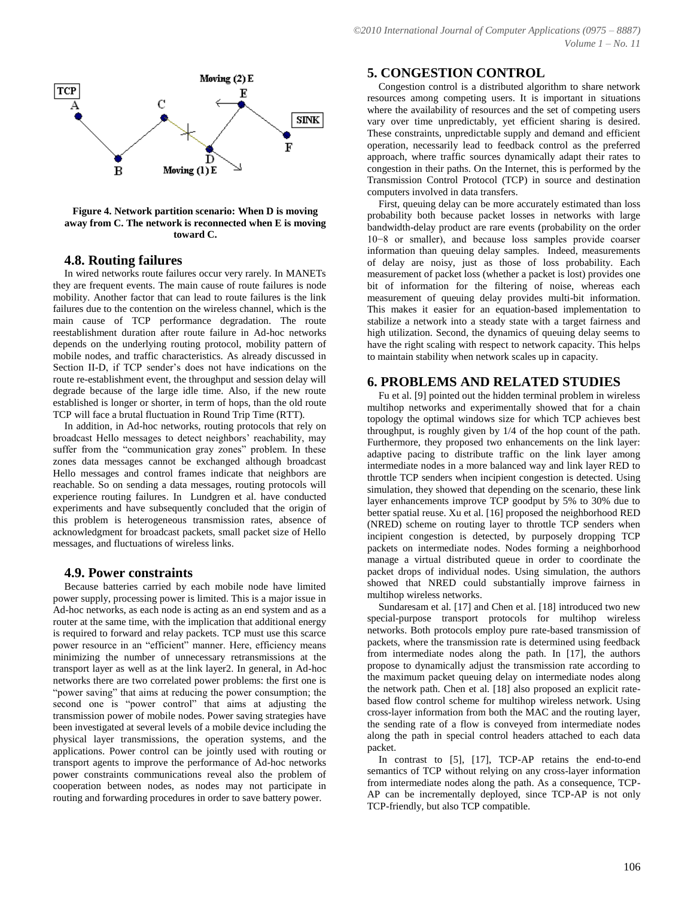TCP

A

B

C

Moving (2) E

E

D

Moving (1) E

SINK

F

**Figure 4. Network partition scenario: When D is moving away from C. The network is reconnected when E is moving toward C.**

### 4.8. Routing failures

In wired networks route failures occur very rarely. In MANETs they are frequent events. The main cause of route failures is node mobility. Another factor that can lead to route failures is the link failures due to the contention on the wireless channel, which is the main cause of TCP performance degradation. The route reestablishment duration after route failure in Ad-hoc networks depends on the underlying routing protocol, mobility pattern of mobile nodes, and traffic characteristics. As already discussed in Section II-D, if TCP sender's does not have indications on the route re-establishment event, the throughput and session delay will degrade because of the large idle time. Also, if the new route established is longer or shorter, in term of hops, than the old route TCP will face a brutal fluctuation in Round Trip Time (RTT).

In addition, in Ad-hoc networks, routing protocols that rely on broadcast Hello messages to detect neighbors' reachability, may suffer from the "communication gray zones" problem. In these zones data messages cannot be exchanged although broadcast Hello messages and control frames indicate that neighbors are reachable. So on sending a data messages, routing protocols will experience routing failures. In Lundgren et al. have conducted experiments and have subsequently concluded that the origin of this problem is heterogeneous transmission rates, absence of acknowledgment for broadcast packets, small packet size of Hello messages, and fluctuations of wireless links.

### 4.9. Power constraints

Because batteries carried by each mobile node have limited power supply, processing power is limited. This is a major issue in Ad-hoc networks, as each node is acting as an end system and as a router at the same time, with the implication that additional energy is required to forward and relay packets. TCP must use this scarce power resource in an "efficient" manner. Here, efficiency means minimizing the number of unnecessary retransmissions at the transport layer as well as at the link layer2. In general, in Ad-hoc networks there are two correlated power problems: the first one is "power saving" that aims at reducing the power consumption; the second one is "power control" that aims at adjusting the transmission power of mobile nodes. Power saving strategies have been investigated at several levels of a mobile device including the physical layer transmissions, the operation systems, and the applications. Power control can be jointly used with routing or transport agents to improve the performance of Ad-hoc networks power constraints communications reveal also the problem of cooperation between nodes, as nodes may not participate in routing and forwarding procedures in order to save battery power.

## 5. CONGESTION CONTROL

Congestion control is a distributed algorithm to share network resources among competing users. It is important in situations where the availability of resources and the set of competing users vary over time unpredictably, yet efficient sharing is desired. These constraints, unpredictable supply and demand and efficient operation, necessarily lead to feedback control as the preferred approach, where traffic sources dynamically adapt their rates to congestion in their paths. On the Internet, this is performed by the Transmission Control Protocol (TCP) in source and destination computers involved in data transfers.

First, queuing delay can be more accurately estimated than loss probability both because packet losses in networks with large bandwidth-delay product are rare events (probability on the order $10^{-8}$ or smaller), and because loss samples provide coarser information than queuing delay samples. Indeed, measurements of delay are noisy, just as those of loss probability. Each measurement of packet loss (whether a packet is lost) provides one bit of information for the filtering of noise, whereas each measurement of queuing delay provides multi-bit information. This makes it easier for an equation-based implementation to stabilize a network into a steady state with a target fairness and high utilization. Second, the dynamics of queuing delay seems to have the right scaling with respect to network capacity. This helps to maintain stability when network scales up in capacity.

## 6. PROBLEMS AND RELATED STUDIES

Fu et al. [9] pointed out the hidden terminal problem in wireless multihop networks and experimentally showed that for a chain topology the optimal windows size for which TCP achieves best throughput, is roughly given by 1/4 of the hop count of the path. Furthermore, they proposed two enhancements on the link layer: adaptive pacing to distribute traffic on the link layer among intermediate nodes in a more balanced way and link layer RED to throttle TCP senders when incipient congestion is detected. Using simulation, they showed that depending on the scenario, these link layer enhancements improve TCP goodput by 5% to 30% due to better spatial reuse. Xu et al. [16] proposed the neighborhood RED (NRED) scheme on routing layer to throttle TCP senders when incipient congestion is detected, by purposely dropping TCP packets on intermediate nodes. Nodes forming a neighborhood manage a virtual distributed queue in order to coordinate the packet drops of individual nodes. Using simulation, the authors showed that NRED could substantially improve fairness in multihop wireless networks.

Sundaresam et al. [17] and Chen et al. [18] introduced two new special-purpose transport protocols for multihop wireless networks. Both protocols employ pure rate-based transmission of packets, where the transmission rate is determined using feedback from intermediate nodes along the path. In [17], the authors propose to dynamically adjust the transmission rate according to the maximum packet queuing delay on intermediate nodes along the network path. Chen et al. [18] also proposed an explicit rate-based flow control scheme for multihop wireless network. Using cross-layer information from both the MAC and the routing layer, the sending rate of a flow is conveyed from intermediate nodes along the path in special control headers attached to each data packet.

In contrast to [5], [17], TCP-AP retains the end-to-end semantics of TCP without relying on any cross-layer information from intermediate nodes along the path. As a consequence, TCP-AP can be incrementally deployed, since TCP-AP is not only TCP-friendly, but also TCP compatible.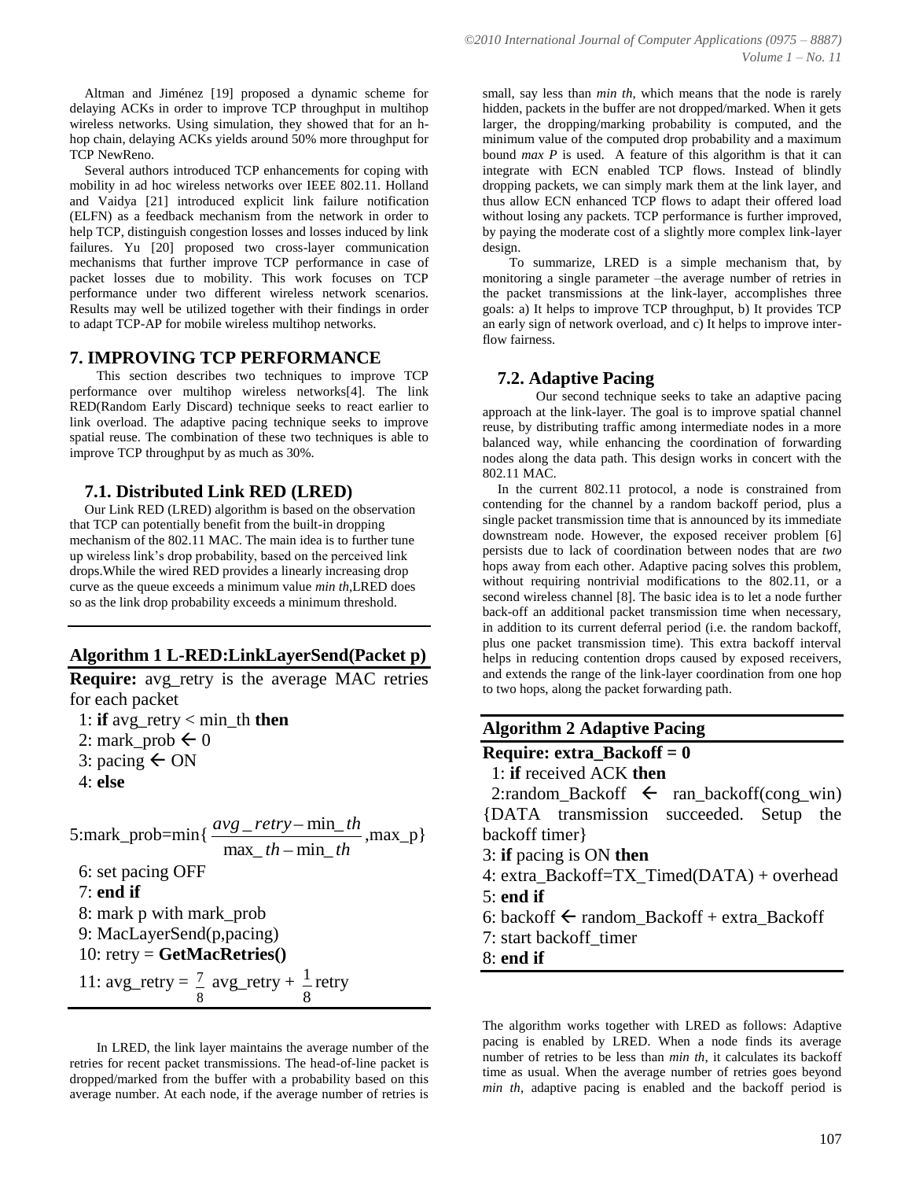Altman and Jiménez [19] proposed a dynamic scheme for delaying ACKs in order to improve TCP throughput in multihop wireless networks. Using simulation, they showed that for an h-hop chain, delaying ACKs yields around 50% more throughput for TCP NewReno.

Several authors introduced TCP enhancements for coping with mobility in ad hoc wireless networks over IEEE 802.11. Holland and Vaidya [21] introduced explicit link failure notification (ELFN) as a feedback mechanism from the network in order to help TCP, distinguish congestion losses and losses induced by link failures. Yu [20] proposed two cross-layer communication mechanisms that further improve TCP performance in case of packet losses due to mobility. This work focuses on TCP performance under two different wireless network scenarios. Results may well be utilized together with their findings in order to adapt TCP-AP for mobile wireless multihop networks.

## 7. IMPROVING TCP PERFORMANCE

This section describes two techniques to improve TCP performance over multihop wireless networks[4]. The link RED(Random Early Discard) technique seeks to react earlier to link overload. The adaptive pacing technique seeks to improve spatial reuse. The combination of these two techniques is able to improve TCP throughput by as much as 30%.

### 7.1. Distributed Link RED (LRED)

Our Link RED (LRED) algorithm is based on the observation that TCP can potentially benefit from the built-in dropping mechanism of the 802.11 MAC. The main idea is to further tune up wireless link's drop probability, based on the perceived link drops.While the wired RED provides a linearly increasing drop curve as the queue exceeds a minimum value *min th*,LRED does so as the link drop probability exceeds a minimum threshold.

**Algorithm 1 L-RED:LinkLayerSend(Packet p)**

**Require:** avg_retry is the average MAC retries for each packet

1: **if** avg_retry < min_th **then**
2: mark_prob ← 0
3: pacing ← ON
4: **else**
5: mark_prob=min{ $\frac{avg\_retry - \min\_th}{\max\_th - \min\_th}$ ,max_p}
6: set pacing OFF
7: **end if**
8: mark p with mark_prob
9: MacLayerSend(p,pacing)
10: retry = **GetMacRetries()**
11: avg_retry = $\frac{7}{8}$ avg_retry + $\frac{1}{8}$ retry

In LRED, the link layer maintains the average number of the retries for recent packet transmissions. The head-of-line packet is dropped/marked from the buffer with a probability based on this average number. At each node, if the average number of retries is small, say less than *min th*, which means that the node is rarely hidden, packets in the buffer are not dropped/marked. When it gets larger, the dropping/marking probability is computed, and the minimum value of the computed drop probability and a maximum bound *max P* is used. A feature of this algorithm is that it can integrate with ECN enabled TCP flows. Instead of blindly dropping packets, we can simply mark them at the link layer, and thus allow ECN enhanced TCP flows to adapt their offered load without losing any packets. TCP performance is further improved, by paying the moderate cost of a slightly more complex link-layer design.

To summarize, LRED is a simple mechanism that, by monitoring a single parameter –the average number of retries in the packet transmissions at the link-layer, accomplishes three goals: a) It helps to improve TCP throughput, b) It provides TCP an early sign of network overload, and c) It helps to improve inter-flow fairness.

### 7.2. Adaptive Pacing

Our second technique seeks to take an adaptive pacing approach at the link-layer. The goal is to improve spatial channel reuse, by distributing traffic among intermediate nodes in a more balanced way, while enhancing the coordination of forwarding nodes along the data path. This design works in concert with the 802.11 MAC.

In the current 802.11 protocol, a node is constrained from contending for the channel by a random backoff period, plus a single packet transmission time that is announced by its immediate downstream node. However, the exposed receiver problem [6] persists due to lack of coordination between nodes that are *two* hops away from each other. Adaptive pacing solves this problem, without requiring nontrivial modifications to the 802.11, or a second wireless channel [8]. The basic idea is to let a node further back-off an additional packet transmission time when necessary, in addition to its current deferral period (i.e. the random backoff, plus one packet transmission time). This extra backoff interval helps in reducing contention drops caused by exposed receivers, and extends the range of the link-layer coordination from one hop to two hops, along the packet forwarding path.

**Algorithm 2 Adaptive Pacing**

**Require: extra_Backoff = 0**

1: **if** received ACK **then**
2:random_Backoff ← ran_backoff(cong_win) {DATA transmission succeeded. Setup the backoff timer}
3: **if** pacing is ON **then**
4: extra_Backoff=TX_Timed(DATA) + overhead
5: **end if**
6: backoff ← random_Backoff + extra_Backoff
7: start backoff_timer
8: **end if**

The algorithm works together with LRED as follows: Adaptive pacing is enabled by LRED. When a node finds its average number of retries to be less than *min th*, it calculates its backoff time as usual. When the average number of retries goes beyond *min th*, adaptive pacing is enabled and the backoff period is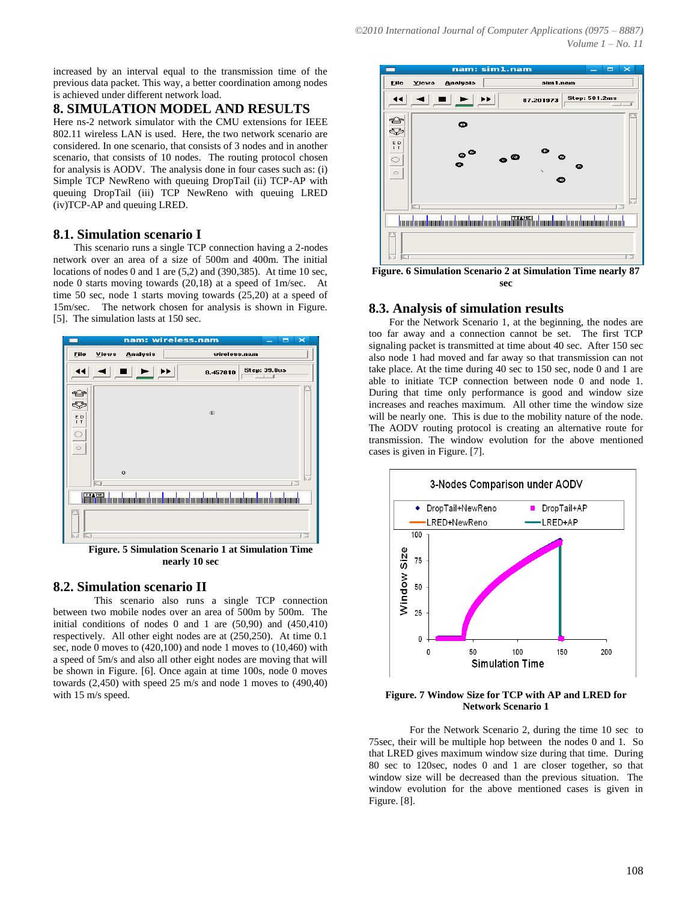increased by an interval equal to the transmission time of the previous data packet. This way, a better coordination among nodes is achieved under different network load.

## 8. SIMULATION MODEL AND RESULTS

Here ns-2 network simulator with the CMU extensions for IEEE 802.11 wireless LAN is used. Here, the two network scenario are considered. In one scenario, that consists of 3 nodes and in another scenario, that consists of 10 nodes. The routing protocol chosen for analysis is AODV. The analysis done in four cases such as: (i) Simple TCP NewReno with queuing DropTail (ii) TCP-AP with queuing DropTail (iii) TCP NewReno with queuing LRED (iv)TCP-AP and queuing LRED.

### 8.1. Simulation scenario I

This scenario runs a single TCP connection having a 2-nodes network over an area of a size of 500m and 400m. The initial locations of nodes 0 and 1 are (5,2) and (390,385). At time 10 sec, node 0 starts moving towards (20,18) at a speed of 1m/sec. At time 50 sec, node 1 starts moving towards (25,20) at a speed of 15m/sec. The network chosen for analysis is shown in Figure. [5]. The simulation lasts at 150 sec.

**Figure. 5 Simulation Scenario 1 at Simulation Time nearly 10 sec**

### 8.2. Simulation scenario II

This scenario also runs a single TCP connection between two mobile nodes over an area of 500m by 500m. The initial conditions of nodes 0 and 1 are (50,90) and (450,410) respectively. All other eight nodes are at (250,250). At time 0.1 sec, node 0 moves to (420,100) and node 1 moves to (10,460) with a speed of 5m/s and also all other eight nodes are moving that will be shown in Figure. [6]. Once again at time 100s, node 0 moves towards (2,450) with speed 25 m/s and node 1 moves to (490,40) with 15 m/s speed.

**Figure. 6 Simulation Scenario 2 at Simulation Time nearly 87 sec**

### 8.3. Analysis of simulation results

For the Network Scenario 1, at the beginning, the nodes are too far away and a connection cannot be set. The first TCP signaling packet is transmitted at time about 40 sec. After 150 sec also node 1 had moved and far away so that transmission can not take place. At the time during 40 sec to 150 sec, node 0 and 1 are able to initiate TCP connection between node 0 and node 1. During that time only performance is good and window size increases and reaches maximum. All other time the window size will be nearly one. This is due to the mobility nature of the node. The AODV routing protocol is creating an alternative route for transmission. The window evolution for the above mentioned cases is given in Figure. [7].

**Figure. 7 Window Size for TCP with AP and LRED for Network Scenario 1**

For the Network Scenario 2, during the time 10 sec to 75sec, their will be multiple hop between the nodes 0 and 1. So that LRED gives maximum window size during that time. During 80 sec to 120sec, nodes 0 and 1 are closer together, so that window size will be decreased than the previous situation. The window evolution for the above mentioned cases is given in Figure. [8].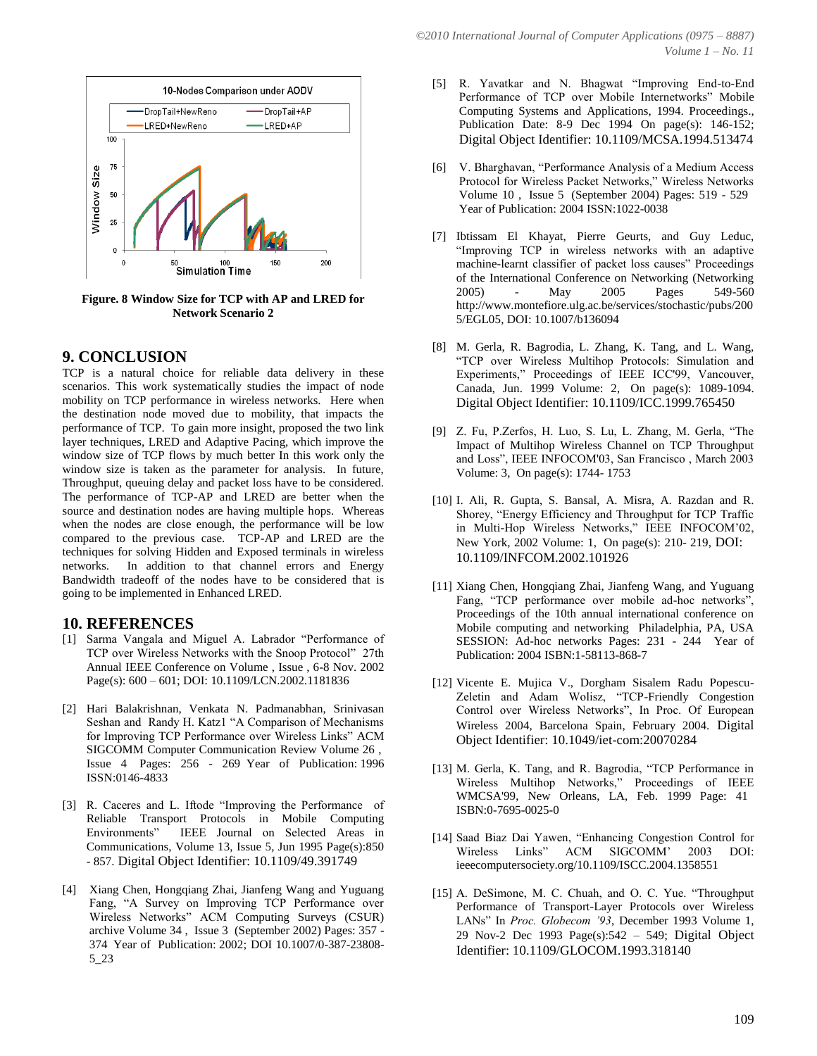Figure. 8 Window Size for TCP with AP and LRED for Network Scenario 2

## 9. CONCLUSION

TCP is a natural choice for reliable data delivery in these scenarios. This work systematically studies the impact of node mobility on TCP performance in wireless networks. Here when the destination node moved due to mobility, that impacts the performance of TCP. To gain more insight, proposed the two link layer techniques, LRED and Adaptive Pacing, which improve the window size of TCP flows by much better In this work only the window size is taken as the parameter for analysis. In future, Throughput, queuing delay and packet loss have to be considered. The performance of TCP-AP and LRED are better when the source and destination nodes are having multiple hops. Whereas when the nodes are close enough, the performance will be low compared to the previous case. TCP-AP and LRED are the techniques for solving Hidden and Exposed terminals in wireless networks. In addition to that channel errors and Energy Bandwidth tradeoff of the nodes have to be considered that is going to be implemented in Enhanced LRED.

## 10. REFERENCES

[1] Sarma Vangala and Miguel A. Labrador "Performance of TCP over Wireless Networks with the Snoop Protocol" 27th Annual IEEE Conference on Volume , Issue , 6-8 Nov. 2002 Page(s): 600 – 601; DOI: 10.1109/LCN.2002.1181836

[2] Hari Balakrishnan, Venkata N. Padmanabhan, Srinivasan Seshan and Randy H. Katz1 "A Comparison of Mechanisms for Improving TCP Performance over Wireless Links" ACM SIGCOMM Computer Communication Review Volume 26 , Issue 4 Pages: 256 - 269 Year of Publication: 1996 ISSN:0146-4833

[3] R. Caceres and L. Iftode "Improving the Performance of Reliable Transport Protocols in Mobile Computing Environments" IEEE Journal on Selected Areas in Communications, Volume 13, Issue 5, Jun 1995 Page(s):850 - 857. Digital Object Identifier: 10.1109/49.391749

[4] Xiang Chen, Hongqiang Zhai, Jianfeng Wang and Yuguang Fang, "A Survey on Improving TCP Performance over Wireless Networks" ACM Computing Surveys (CSUR) archive Volume 34 , Issue 3 (September 2002) Pages: 357 - 374 Year of Publication: 2002; DOI 10.1007/0-387-23808-5_23

[5] R. Yavatkar and N. Bhagwat "Improving End-to-End Performance of TCP over Mobile Internetworks" Mobile Computing Systems and Applications, 1994. Proceedings., Publication Date: 8-9 Dec 1994 On page(s): 146-152; Digital Object Identifier: 10.1109/MCSA.1994.513474

[6] V. Bharghavan, "Performance Analysis of a Medium Access Protocol for Wireless Packet Networks," Wireless Networks Volume 10 , Issue 5 (September 2004) Pages: 519 - 529 Year of Publication: 2004 ISSN:1022-0038

[7] Ibtissam El Khayat, Pierre Geurts, and Guy Leduc, "Improving TCP in wireless networks with an adaptive machine-learnt classifier of packet loss causes" Proceedings of the International Conference on Networking (Networking 2005) - May 2005 Pages 549-560 http://www.montefiore.ulg.ac.be/services/stochastic/pubs/2005/EGL05, DOI: 10.1007/b136094

[8] M. Gerla, R. Bagrodia, L. Zhang, K. Tang, and L. Wang, "TCP over Wireless Multihop Protocols: Simulation and Experiments," Proceedings of IEEE ICC'99, Vancouver, Canada, Jun. 1999 Volume: 2, On page(s): 1089-1094. Digital Object Identifier: 10.1109/ICC.1999.765450

[9] Z. Fu, P.Zerfos, H. Luo, S. Lu, L. Zhang, M. Gerla, "The Impact of Multihop Wireless Channel on TCP Throughput and Loss", IEEE INFOCOM'03, San Francisco , March 2003 Volume: 3, On page(s): 1744- 1753

[10] I. Ali, R. Gupta, S. Bansal, A. Misra, A. Razdan and R. Shorey, "Energy Efficiency and Throughput for TCP Traffic in Multi-Hop Wireless Networks," IEEE INFOCOM'02, New York, 2002 Volume: 1, On page(s): 210- 219, DOI: 10.1109/INFCOM.2002.101926

[11] Xiang Chen, Hongqiang Zhai, Jianfeng Wang, and Yuguang Fang, "TCP performance over mobile ad-hoc networks", Proceedings of the 10th annual international conference on Mobile computing and networking Philadelphia, PA, USA SESSION: Ad-hoc networks Pages: 231 - 244 Year of Publication: 2004 ISBN:1-58113-868-7

[12] Vicente E. Mujica V., Dorgham Sisalem Radu Popescu-Zeletin and Adam Wolisz, "TCP-Friendly Congestion Control over Wireless Networks", In Proc. Of European Wireless 2004, Barcelona Spain, February 2004. Digital Object Identifier: 10.1049/iet-com:20070284

[13] M. Gerla, K. Tang, and R. Bagrodia, "TCP Performance in Wireless Multihop Networks," Proceedings of IEEE WMCSA'99, New Orleans, LA, Feb. 1999 Page: 41 ISBN:0-7695-0025-0

[14] Saad Biaz Dai Yawen, "Enhancing Congestion Control for Wireless Links" ACM SIGCOMM' 2003 DOI: ieeecomputersociety.org/10.1109/ISCC.2004.1358551

[15] A. DeSimone, M. C. Chuah, and O. C. Yue. "Throughput Performance of Transport-Layer Protocols over Wireless LANs" In *Proc. Globecom '93*, December 1993 Volume 1, 29 Nov-2 Dec 1993 Page(s):542 – 549; Digital Object Identifier: 10.1109/GLOCOM.1993.318140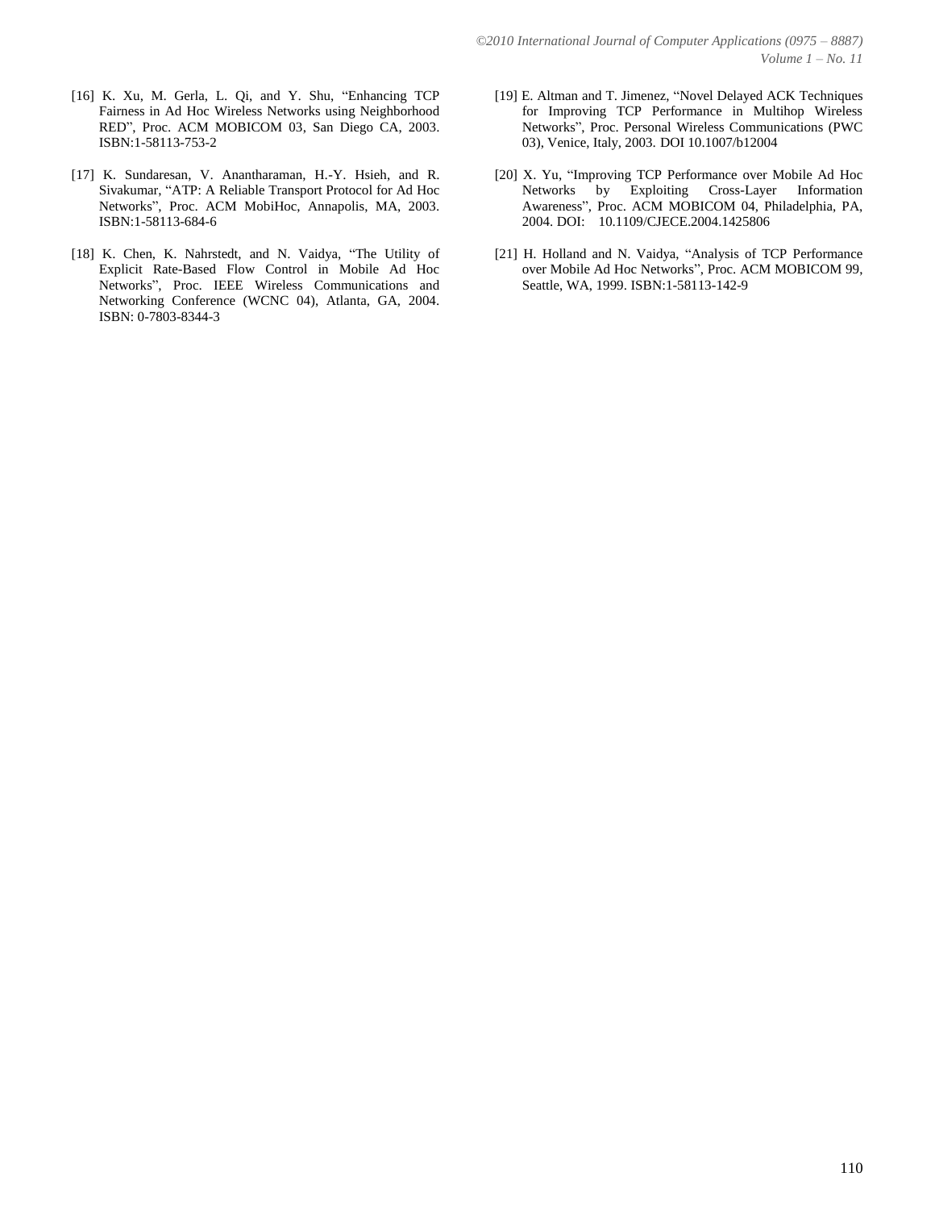[16] K. Xu, M. Gerla, L. Qi, and Y. Shu, "Enhancing TCP Fairness in Ad Hoc Wireless Networks using Neighborhood RED", Proc. ACM MOBICOM 03, San Diego CA, 2003. ISBN:1-58113-753-2

[17] K. Sundaresan, V. Anantharaman, H.-Y. Hsieh, and R. Sivakumar, "ATP: A Reliable Transport Protocol for Ad Hoc Networks", Proc. ACM MobiHoc, Annapolis, MA, 2003. ISBN:1-58113-684-6

[18] K. Chen, K. Nahrstedt, and N. Vaidya, "The Utility of Explicit Rate-Based Flow Control in Mobile Ad Hoc Networks", Proc. IEEE Wireless Communications and Networking Conference (WCNC 04), Atlanta, GA, 2004. ISBN: 0-7803-8344-3

[19] E. Altman and T. Jimenez, "Novel Delayed ACK Techniques for Improving TCP Performance in Multihop Wireless Networks", Proc. Personal Wireless Communications (PWC 03), Venice, Italy, 2003. DOI 10.1007/b12004

[20] X. Yu, "Improving TCP Performance over Mobile Ad Hoc Networks by Exploiting Cross-Layer Information Awareness", Proc. ACM MOBICOM 04, Philadelphia, PA, 2004. DOI: 10.1109/CJECE.2004.1425806

[21] H. Holland and N. Vaidya, "Analysis of TCP Performance over Mobile Ad Hoc Networks", Proc. ACM MOBICOM 99, Seattle, WA, 1999. ISBN:1-58113-142-9